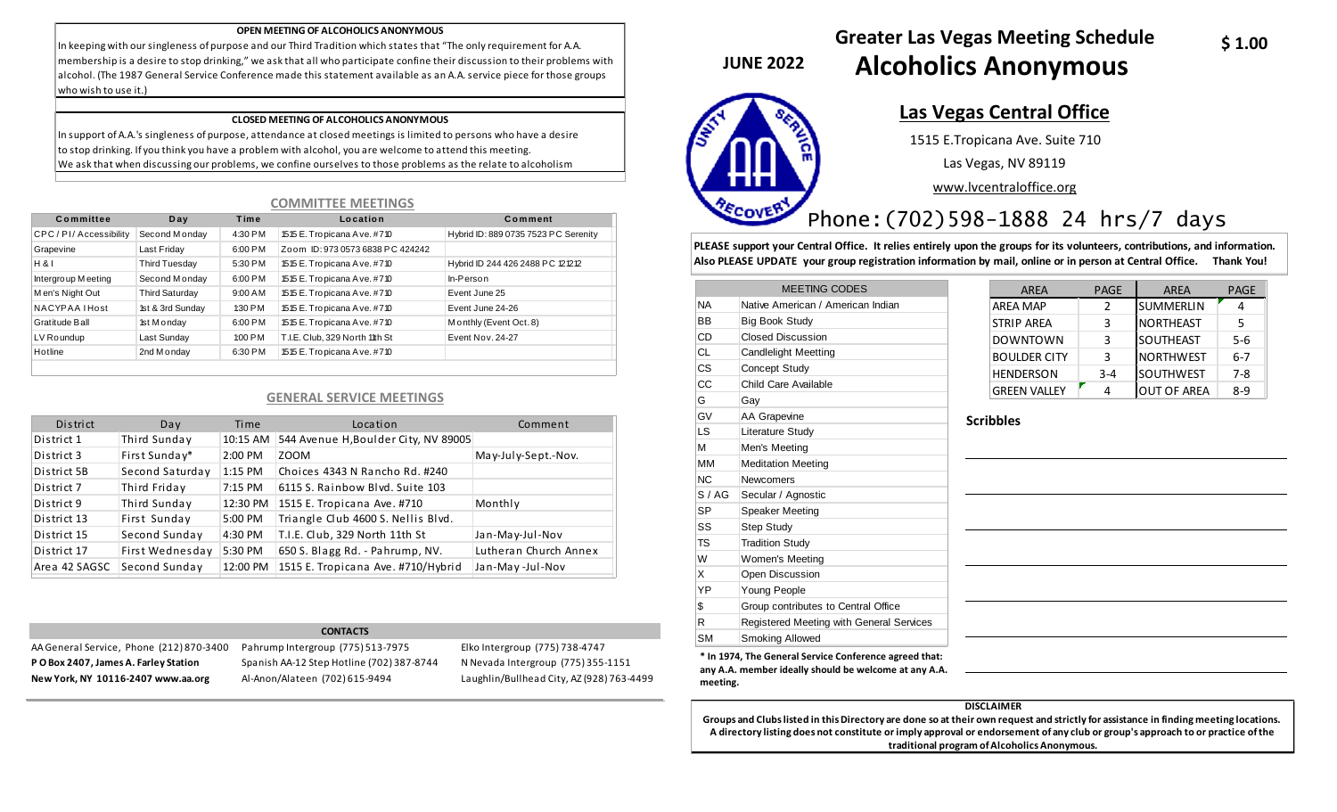**OPEN MEETING OF ALCOHOLICS ANONYMOUS**

In keeping with our singleness of purpose and our Third Tradition which states that "The only requirement for A.A. membership is a desire to stop drinking," we ask that all who participate confine their discussion to their problems with alcohol. (The 1987 General Service Conference made this statement available as an A.A. service piece for those groups who wish to use it.)

**CLOSED MEETING OF ALCOHOLICS ANONYMOUS**

In support of A.A.'s singleness of purpose, attendance at closed meetings is limited to persons who have a desire to stop drinking. If you think you have a problem with alcohol, you are welcome to attend this meeting. We ask that when discussing our problems, we confine ourselves to those problems as the relate to alcoholism

## COMMITTEE MEETINGS

| Committee | Day | Time | Location | Comment |
|---|---|---|---|---|
| CPC / PI / Accessibility | Second Monday | 4:30 PM | 1515 E. Tropicana Ave. #710 | Hybrid ID: 889 0735 7523 PC Serenity |
| Grapevine | Last Friday | 6:00 PM | Zoom ID: 973 0573 6838 PC 424242 | |
| H & I | Third Tuesday | 5:30 PM | 1515 E. Tropicana Ave. #710 | Hybrid ID 244 426 2488 PC 121212 |
| Intergroup Meeting | Second Monday | 6:00 PM | 1515 E. Tropicana Ave. #710 | In-Person |
| Men's Night Out | Third Saturday | 9:00 AM | 1515 E. Tropicana Ave. #710 | Event June 25 |
| NACYPAA IHost | 1st & 3rd Sunday | 1:30 PM | 1515 E. Tropicana Ave. #710 | Event June 24-26 |
| Gratitude Ball | 1st Monday | 6:00 PM | 1515 E. Tropicana Ave. #710 | Monthly (Event Oct. 8) |
| LV Roundup | Last Sunday | 1:00 PM | T.I.E. Club, 329 North 11th St | Event Nov. 24-27 |
| Hotline | 2nd Monday | 6:30 PM | 1515 E. Tropicana Ave. #710 | |

## GENERAL SERVICE MEETINGS

| District | Day | Time | Location | Comment |
|---|---|---|---|---|
| District 1 | Third Sunday | 10:15 AM | 544 Avenue H, Boulder City, NV 89005 | |
| District 3 | First Sunday* | 2:00 PM | ZOOM | May-July-Sept.-Nov. |
| District 5B | Second Saturday | 1:15 PM | Choices 4343 N Rancho Rd. #240 | |
| District 7 | Third Friday | 7:15 PM | 6115 S. Rainbow Blvd. Suite 103 | |
| District 9 | Third Sunday | 12:30 PM | 1515 E. Tropicana Ave. #710 | Monthly |
| District 13 | First Sunday | 5:00 PM | Triangle Club 4600 S. Nellis Blvd. | |
| District 15 | Second Sunday | 4:30 PM | T.I.E. Club, 329 North 11th St | Jan-May-Jul-Nov |
| District 17 | First Wednesday | 5:30 PM | 650 S. Blagg Rd. - Pahrump, NV. | Lutheran Church Annex |
| Area 42 SAGSC | Second Sunday | 12:00 PM | 1515 E. Tropicana Ave. #710/Hybrid | Jan-May-Jul-Nov |

**CONTACTS**

| | | |
|---|---|---|
| AA General Service, Phone (212) 870-3400 | Pahrump Intergroup (775) 513-7975 | Elko Intergroup (775) 738-4747 |
| **P O Box 2407, James A. Farley Station** | Spanish AA-12 Step Hotline (702) 387-8744 | N Nevada Intergroup (775) 355-1151 |
| **New York, NY 10116-2407 www.aa.org** | Al-Anon/Alateen (702) 615-9494 | Laughlin/Bullhead City, AZ (928) 763-4499 |

**JUNE 2022**

# Greater Las Vegas Meeting Schedule

# Alcoholics Anonymous

**$ 1.00**

## Las Vegas Central Office

1515 E.Tropicana Ave. Suite 710

Las Vegas, NV 89119

www.lvcentraloffice.org

## Phone: (702)598-1888 24 hrs/7 days

**PLEASE support your Central Office. It relies entirely upon the groups for its volunteers, contributions, and information. Also PLEASE UPDATE your group registration information by mail, online or in person at Central Office. Thank You!**

| MEETING CODES | |
|---|---|
| NA | Native American / American Indian |
| BB | Big Book Study |
| CD | Closed Discussion |
| CL | Candlelight Meeting |
| CS | Concept Study |
| CC | Child Care Available |
| G | Gay |
| GV | AA Grapevine |
| LS | Literature Study |
| M | Men's Meeting |
| MM | Meditation Meeting |
| NC | Newcomers |
| S / AG | Secular / Agnostic |
| SP | Speaker Meeting |
| SS | Step Study |
| TS | Tradition Study |
| W | Women's Meeting |
| X | Open Discussion |
| YP | Young People |
| $ | Group contributes to Central Office |
| R | Registered Meeting with General Services |
| SM | Smoking Allowed |

**\* In 1974, The General Service Conference agreed that: any A.A. member ideally should be welcome at any A.A. meeting.**

| AREA | PAGE | AREA | PAGE |
|---|---|---|---|
| AREA MAP | 2 | SUMMERLIN | 4 |
| STRIP AREA | 3 | NORTHEAST | 5 |
| DOWNTOWN | 3 | SOUTHEAST | 5-6 |
| BOULDER CITY | 3 | NORTHWEST | 6-7 |
| HENDERSON | 3-4 | SOUTHWEST | 7-8 |
| GREEN VALLEY | 4 | OUT OF AREA | 8-9 |

**Scribbles**

**DISCLAIMER**

**Groups and Clubs listed in this Directory are done so at their own request and strictly for assistance in finding meeting locations. A directory listing does not constitute or imply approval or endorsement of any club or group's approach to or practice of the traditional program of Alcoholics Anonymous.**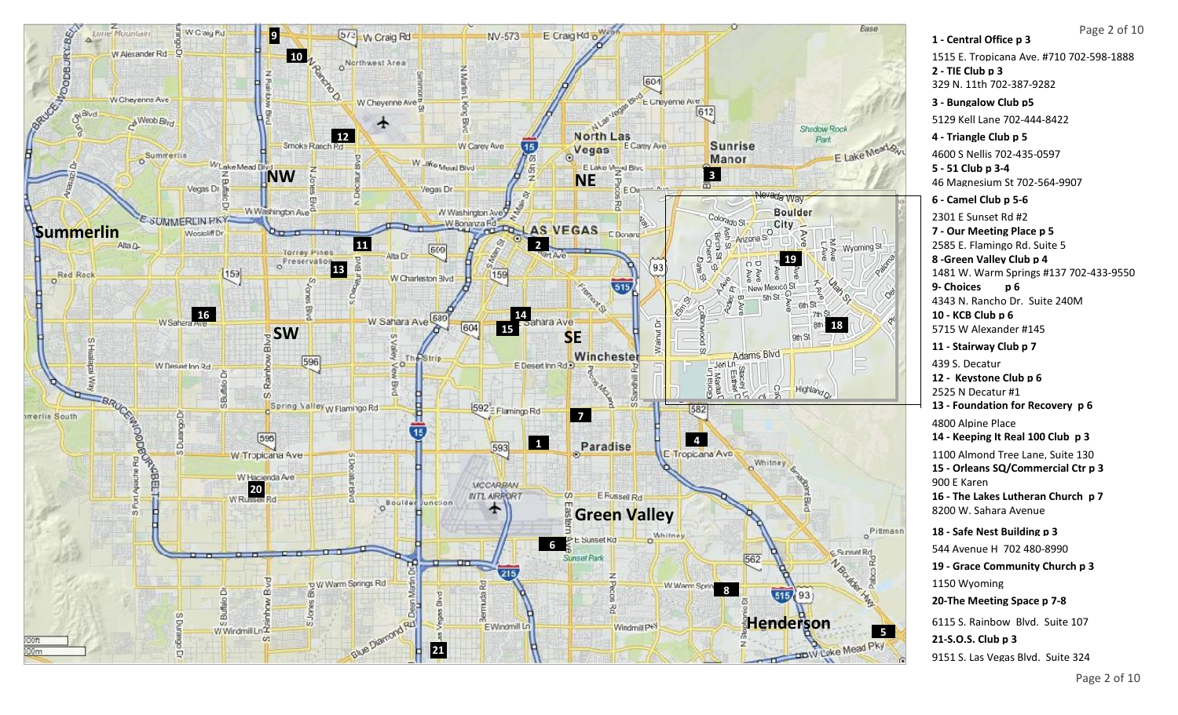1 - Central Office p 3

1515 E. Tropicana Ave. #710 702-598-1888

2 - TIE Club p 3

329 N. 11th 702-387-9282

3 - Bungalow Club p5

5129 Kell Lane 702-444-8422

4 - Triangle Club p 5

4600 S Nellis 702-435-0597

5 - 51 Club p 3-4

46 Magnesium St 702-564-9907

6 - Camel Club p 5-6

2301 E Sunset Rd #2

7 - Our Meeting Place p 5

2585 E. Flamingo Rd. Suite 5

8 -Green Valley Club p 4

1481 W. Warm Springs #137 702-433-9550

9- Choices p 6

4343 N. Rancho Dr. Suite 240M

10 - KCB Club p 6

5715 W Alexander #145

11 - Stairway Club p 7

439 S. Decatur

12 - Keystone Club p 6

2525 N Decatur #1

13 - Foundation for Recovery p 6

4800 Alpine Place

14 - Keeping It Real 100 Club p 3

1100 Almond Tree Lane, Suite 130

15 - Orleans SQ/Commercial Ctr p 3

900 E Karen

16 - The Lakes Lutheran Church p 7

8200 W. Sahara Avenue

18 - Safe Nest Building p 3

544 Avenue H 702 480-8990

19 - Grace Community Church p 3

1150 Wyoming

20-The Meeting Space p 7-8

6115 S. Rainbow Blvd. Suite 107

21-S.O.S. Club p 3

9151 S. Las Vegas Blvd. Suite 324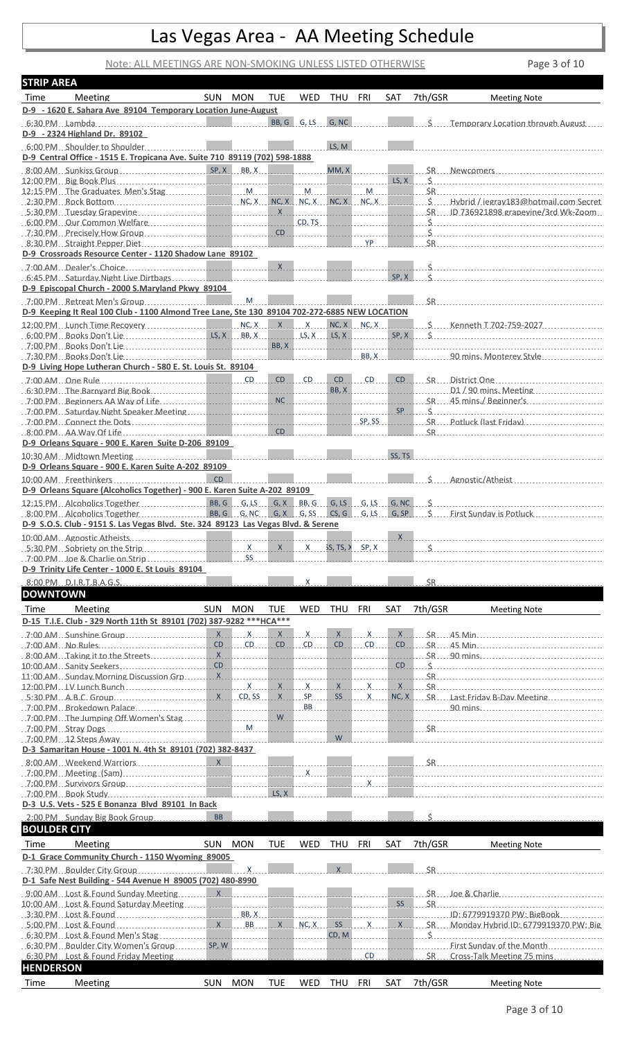# Las Vegas Area - AA Meeting Schedule

Note: ALL MEETINGS ARE NON-SMOKING UNLESS LISTED OTHERWISE

## STRIP AREA

| Time | Meeting | SUN | MON | TUE | WED | THU | FRI | SAT | 7th/GSR | Meeting Note |
|---|---|---|---|---|---|---|---|---|---|---|
| **D-9 - 1620 E. Sahara Ave 89104 Temporary Location June-August** | | | | | | | | | | |
| 6:30 PM | Lambda | | | BB, G | G, LS | G, NC | | | $ | Temporary Location through August |
| **D-9 - 2324 Highland Dr. 89102** | | | | | | | | | | |
| 6:00 PM | Shoulder to Shoulder | | | | | LS, M | | | | |
| **D-9 Central Office - 1515 E. Tropicana Ave. Suite 710 89119 (702) 598-1888** | | | | | | | | | | |
| 8:00 AM | Sunkiss Group | SP, X | BB, X | | | MM, X | | | $R | Newcomers |
| 12:00 PM | Big Book Plus | | | | | | | LS, X | $ | |
| 12:15 PM | The Graduates Men's Stag | | M | | M | | M | | $R | |
| 2:30 PM | Rock Bottom | | NC, X | NC, X | NC, X | NC, X | NC, X | | $ | Hybrid / jegray183@hotmail.com Secret |
| 5:30 PM | Tuesday Grapevine | | | X | | | | | $R | ID 736921898 grapevine/3rd Wk-Zoom |
| 6:00 PM | Our Common Welfare | | | | CD, TS | | | | $ | |
| 7:30 PM | Precisely How Group | | | CD | | | | | $ | |
| 8:30 PM | Straight Pepper Diet | | | | | | YP | | $R | |
| **D-9 Crossroads Resource Center - 1120 Shadow Lane 89102** | | | | | | | | | | |
| 7:00 AM | Dealer's Choice | | | X | | | | | $ | |
| 6:45 PM | Saturday Night Live Dirtbags | | | | | | | SP, X | $ | |
| **D-9 Episcopal Church - 2000 S.Maryland Pkwy 89104** | | | | | | | | | | |
| 7:00 PM | Retreat Men's Group | | M | | | | | | $R | |
| **D-9 Keeping It Real 100 Club - 1100 Almond Tree Lane, Ste 130 89104 702-272-6885 NEW LOCATION** | | | | | | | | | | |
| 12:00 PM | Lunch Time Recovery | | NC, X | X | X | NC, X | NC, X | | $ | Kenneth T 702-759-2027 |
| 6:00 PM | Books Don't Lie | LS, X | BB, X | | LS, X | LS, X | | SP, X | $ | |
| 7:00 PM | Books Don't Lie | | | BB, X | | | | | | |
| 7:30 PM | Books Don't Lie | | | | | | BB, X | | | 90 mins. Monterey Style |
| **D-9 Living Hope Lutheran Church - 580 E. St. Louis St. 89104** | | | | | | | | | | |
| 7:00 AM | One Rule | | CD | CD | CD | CD | CD | CD | $R | District One |
| 6:30 PM | The Barnyard Big Book | | | | | BB, X | | | | D1 / 90 mins. Meeting |
| 7:00 PM | Beginners AA Way of Life | | | NC | | | | | $R | 45 mins./ Beginner's |
| 7:00 PM | Saturday Night Speaker Meeting | | | | | | | SP | $ | |
| 7:00 PM | Connect the Dots | | | | | | SP, SS | | $R | Potluck (last Friday) |
| 8:00 PM | AA Way Of Life | | | CD | | | | | $R | |
| **D-9 Orleans Square - 900 E. Karen Suite D-206 89109** | | | | | | | | | | |
| 10:30 AM | Midtown Meeting | | | | | | | SS, TS | | |
| **D-9 Orleans Square - 900 E. Karen Suite A-202 89109** | | | | | | | | | | |
| 10:00 AM | Freethinkers | CD | | | | | | | $ | Agnostic/Atheist |
| **D-9 Orleans Square (Alcoholics Together) - 900 E. Karen Suite A-202 89109** | | | | | | | | | | |
| 12:15 PM | Alcoholics Together | BB, G | G, LS | G, X | BB, G | G, LS | G, LS | G, NC | $ | |
| 8:00 PM | Alcoholics Together | BB, G | G, NC | G, X | G, SS | CS, G | G, LS | G, SP | $ | First Sunday is Potluck |
| **D-9 S.O.S. Club - 9151 S. Las Vegas Blvd. Ste. 324 89123 Las Vegas Blvd. & Serene** | | | | | | | | | | |
| 10:00 AM | Agnostic Atheists | | | | | | | X | | |
| 5:30 PM | Sobriety on the Strip | | X | X | X | SS, TS, X | SP, X | | $ | |
| 7:00 PM | Joe & Charlie on Strip | | SS | | | | | | | |
| **D-9 Trinity Life Center - 1000 E. St Louis 89104** | | | | | | | | | | |
| 8:00 PM | D.I.R.T.B.A.G.S. | | | | X | | | | $R | |

## DOWNTOWN

| Time | Meeting | SUN | MON | TUE | WED | THU | FRI | SAT | 7th/GSR | Meeting Note |
|---|---|---|---|---|---|---|---|---|---|---|
| **D-15 T.I.E. Club - 329 North 11th St 89101 (702) 387-9282 \*\*\*HCA\*\*\*** | | | | | | | | | | |
| 7:00 AM | Sunshine Group | X | X | X | X | X | X | X | $R | 45 Min. |
| 7:00 AM | No Rules | CD | CD | CD | CD | CD | CD | CD | $R | 45 Min. |
| 8:00 AM | Taking it to the Streets | X | | | | | | | $R | 90 mins. |
| 10:00 AM | Sanity Seekers | CD | | | | | | CD | $ | |
| 11:00 AM | Sunday Morning Discussion Grp | X | | | | | | | $R | |
| 12:00 PM | LV Lunch Bunch | | X | X | X | X | X | X | $R | |
| 5:30 PM | A.B.C. Group | X | CD, SS | X | SP | SS | X | NC, X | $R | Last Friday B-Day Meeting |
| 7:00 PM | Brokedown Palace | | | | BB | | | | | 90 mins. |
| 7:00 PM | The Jumping Off Women's Stag | | | W | | | | | | |
| 7:00 PM | Stray Dogs | | M | | | | | | $R | |
| 7:00 PM | 12 Steps Away | | | | | W | | | | |
| **D-3 Samaritan House - 1001 N. 4th St 89101 (702) 382-8437** | | | | | | | | | | |
| 8:00 AM | Weekend Warriors | X | | | | | | | $R | |
| 7:00 PM | Meeting (Sam) | | | | X | | | | | |
| 7:00 PM | Survivors Group | | | | | | X | | | |
| 7:00 PM | Book Study | | | LS, X | | | | | | |
| **D-3 U.S. Vets - 525 E Bonanza Blvd 89101 In Back** | | | | | | | | | | |
| 2:00 PM | Sunday Big Book Group | BB | | | | | | | $ | |

## BOULDER CITY

| Time | Meeting | SUN | MON | TUE | WED | THU | FRI | SAT | 7th/GSR | Meeting Note |
|---|---|---|---|---|---|---|---|---|---|---|
| **D-1 Grace Community Church - 1150 Wyoming 89005** | | | | | | | | | | |
| 7:30 PM | Boulder City Group | | X | | | X | | | $R | |
| **D-1 Safe Nest Building - 544 Avenue H 89005 (702) 480-8990** | | | | | | | | | | |
| 9:00 AM | Lost & Found Sunday Meeting | X | | | | | | | $R | Joe & Charlie |
| 10:00 AM | Lost & Found Saturday Meeting | | | | | | | SS | $R | |
| 3:30 PM | Lost & Found | | BB, X | | | | | | | ID: 6779919370 PW: BigBook |
| 5:00 PM | Lost & Found | X | BB | X | NC, X | SS | X | X | $R | Monday Hybrid ID: 6779919370 PW: Big |
| 6:30 PM | Lost & Found Men's Stag | | | | | CD, M | | | $ | |
| 6:30 PM | Boulder City Women's Group | SP, W | | | | | | | | First Sunday of the Month |
| 6:30 PM | Lost & Found Friday Meeting | | | | | | CD | | $R | Cross-Talk Meeting 75 mins. |

## HENDERSON

| Time | Meeting | SUN | MON | TUE | WED | THU | FRI | SAT | 7th/GSR | Meeting Note |
|---|---|---|---|---|---|---|---|---|---|---|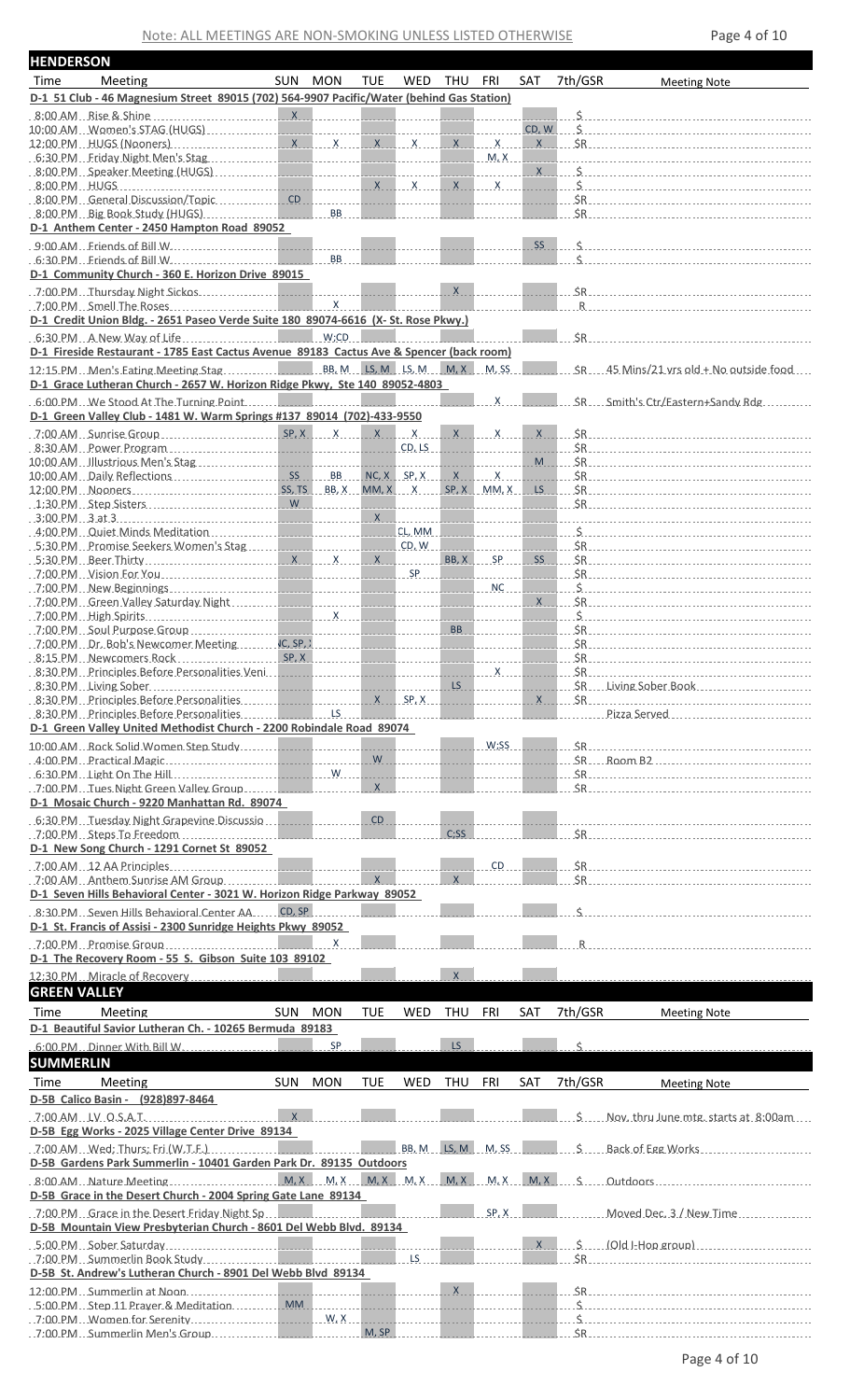Note: ALL MEETINGS ARE NON-SMOKING UNLESS LISTED OTHERWISE

## HENDERSON

| Time | Meeting | SUN | MON | TUE | WED | THU | FRI | SAT | 7th/GSR | Meeting Note |
|---|---|---|---|---|---|---|---|---|---|---|
| **D-1 51 Club - 46 Magnesium Street 89015 (702) 564-9907 Pacific/Water (behind Gas Station)** | | | | | | | | | | |
| 8:00 AM | Rise & Shine | X | | | | | | | $ | |
| 10:00 AM | Women's STAG (HUGS) | | | | | | | CD, W | $ | |
| 12:00 PM | HUGS (Nooners) | X | X | X | X | X | X | X | $R | |
| 6:30 PM | Friday Night Men's Stag | | | | | | M, X | | | |
| 8:00 PM | Speaker Meeting (HUGS) | | | | | | | X | $ | |
| 8:00 PM | HUGS | | | X | X | X | X | | $ | |
| 8:00 PM | General Discussion/Topic | CD | | | | | | | $R | |
| 8:00 PM | Big Book Study (HUGS) | | BB | | | | | | $R | |
| **D-1 Anthem Center - 2450 Hampton Road 89052** | | | | | | | | | | |
| 9:00 AM | Friends of Bill W. | | | | | | | SS | $ | |
| 6:30 PM | Friends of Bill W. | | BB | | | | | | $ | |
| **D-1 Community Church - 360 E. Horizon Drive 89015** | | | | | | | | | | |
| 7:00 PM | Thursday Night Sickos | | | | | X | | | $R | |
| 7:00 PM | Smell The Roses | | X | | | | | | R | |
| **D-1 Credit Union Bldg. - 2651 Paseo Verde Suite 180 89074-6616 (X- St. Rose Pkwy.)** | | | | | | | | | | |
| 6:30 PM | A New Way of Life | | W;CD | | | | | | $R | |
| **D-1 Fireside Restaurant - 1785 East Cactus Avenue 89183 Cactus Ave & Spencer (back room)** | | | | | | | | | | |
| 12:15 PM | Men's Eating Meeting Stag | | BB, M | LS, M | LS, M | M, X | M, SS | | $R | 45 Mins/21 yrs old + No outside food |
| **D-1 Grace Lutheran Church - 2657 W. Horizon Ridge Pkwy, Ste 140 89052-4803** | | | | | | | | | | |
| 6:00 PM | We Stood At The Turning Point | | | | | | X | | $R | Smith's Ctr/Eastern+Sandy Rdg |
| **D-1 Green Valley Club - 1481 W. Warm Springs #137 89014 (702)-433-9550** | | | | | | | | | | |
| 7:00 AM | Sunrise Group | SP, X | X | X | X | X | X | X | $R | |
| 8:30 AM | Power Program | | | | CD, LS | | | | $R | |
| 10:00 AM | Illustrious Men's Stag | | | | | | | M | $R | |
| 10:00 AM | Daily Reflections | SS | BB | NC, X | SP, X | X | X | | $R | |
| 12:00 PM | Nooners | SS, TS | BB, X | MM, X | X | SP, X | MM, X | LS | $R | |
| 1:30 PM | Step Sisters | W | | | | | | | $R | |
| 3:00 PM | 3 at 3 | | | X | | | | | | |
| 4:00 PM | Quiet Minds Meditation | | | | CL, MM | | | | $ | |
| 5:30 PM | Promise Seekers Women's Stag | | | | CD, W | | | | $R | |
| 5:30 PM | Beer Thirty | X | X | X | | BB, X | SP | SS | $R | |
| 7:00 PM | Vision For You | | | | SP | | | | $R | |
| 7:00 PM | New Beginnings | | | | | | NC | | $ | |
| 7:00 PM | Green Valley Saturday Night | | | | | | | X | $R | |
| 7:00 PM | High Spirits | | X | | | | | | $ | |
| 7:00 PM | Soul Purpose Group | | | | | BB | | | $R | |
| 7:00 PM | Dr. Bob's Newcomer Meeting | NC, SP, X | | | | | | | $R | |
| 8:15 PM | Newcomers Rock | SP, X | | | | | | | $R | |
| 8:30 PM | Principles Before Personalities Veni | | | | | | X | | $R | |
| 8:30 PM | Living Sober | | | | | LS | | | $R | Living Sober Book |
| 8:30 PM | Principles Before Personalities | | | X | SP, X | | | X | $R | |
| 8:30 PM | Principles Before Personalities | | LS | | | | | | | Pizza Served |
| **D-1 Green Valley United Methodist Church - 2200 Robindale Road 89074** | | | | | | | | | | |
| 10:00 AM | Rock Solid Women Step Study | | | | | | W;SS | | $R | |
| 4:00 PM | Practical Magic | | | W | | | | | $R | Room B2 |
| 6:30 PM | Light On The Hill | | W | | | | | | $R | |
| 7:00 PM | Tues Night Green Valley Group | | | X | | | | | $R | |
| **D-1 Mosaic Church - 9220 Manhattan Rd. 89074** | | | | | | | | | | |
| 6:30 PM | Tuesday Night Grapevine Discussio | | | CD | | | | | | |
| 7:00 PM | Steps To Freedom | | | | | C;SS | | | $R | |
| **D-1 New Song Church - 1291 Cornet St 89052** | | | | | | | | | | |
| 7:00 AM | 12 AA Principles | | | | | | CD | | $R | |
| 7:00 AM | Anthem Sunrise AM Group | | | X | | X | | | $R | |
| **D-1 Seven Hills Behavioral Center - 3021 W. Horizon Ridge Parkway 89052** | | | | | | | | | | |
| 8:30 PM | Seven Hills Behavioral Center AA | CD, SP | | | | | | | $ | |
| **D-1 St. Francis of Assisi - 2300 Sunridge Heights Pkwy 89052** | | | | | | | | | | |
| 7:00 PM | Promise Group | | X | | | | | | R | |
| **D-1 The Recovery Room - 55 S. Gibson Suite 103 89102** | | | | | | | | | | |
| 12:30 PM | Miracle of Recovery | | | | | X | | | | |

## GREEN VALLEY

| Time | Meeting | SUN | MON | TUE | WED | THU | FRI | SAT | 7th/GSR | Meeting Note |
|---|---|---|---|---|---|---|---|---|---|---|
| **D-1 Beautiful Savior Lutheran Ch. - 10265 Bermuda 89183** | | | | | | | | | | |
| 6:00 PM | Dinner With Bill W. | | SP | | | LS | | | $ | |

## SUMMERLIN

| Time | Meeting | SUN | MON | TUE | WED | THU | FRI | SAT | 7th/GSR | Meeting Note |
|---|---|---|---|---|---|---|---|---|---|---|
| **D-5B Calico Basin - (928)897-8464** | | | | | | | | | | |
| 7:00 AM | LV O.S.A.T. | X | | | | | | | $ | Nov. thru June mtg. starts at 8:00am |
| **D-5B Egg Works - 2025 Village Center Drive 89134** | | | | | | | | | | |
| 7:00 AM | Wed; Thurs; Fri (W.T.F.) | | | | BB, M | LS, M | M, SS | | $ | Back of Egg Works |
| **D-5B Gardens Park Summerlin - 10401 Garden Park Dr. 89135 Outdoors** | | | | | | | | | | |
| 8:00 AM | Nature Meeting | M, X | M, X | M, X | M, X | M, X | M, X | M, X | $ | Outdoors |
| **D-5B Grace in the Desert Church - 2004 Spring Gate Lane 89134** | | | | | | | | | | |
| 7:00 PM | Grace in the Desert Friday Night Sp | | | | | | SP, X | | | Moved Dec. 3 / New Time |
| **D-5B Mountain View Presbyterian Church - 8601 Del Webb Blvd. 89134** | | | | | | | | | | |
| 5:00 PM | Sober Saturday | | | | | | | X | $ | (Old I-Hop group) |
| 7:00 PM | Summerlin Book Study | | | | LS | | | | $R | |
| **D-5B St. Andrew's Lutheran Church - 8901 Del Webb Blvd 89134** | | | | | | | | | | |
| 12:00 PM | Summerlin at Noon | | | | | X | | | $R | |
| 5:00 PM | Step 11 Prayer & Meditation | MM | | | | | | | $ | |
| 7:00 PM | Women for Serenity | | W, X | | | | | | $ | |
| 7:00 PM | Summerlin Men's Group | | | M, SP | | | | | $R | |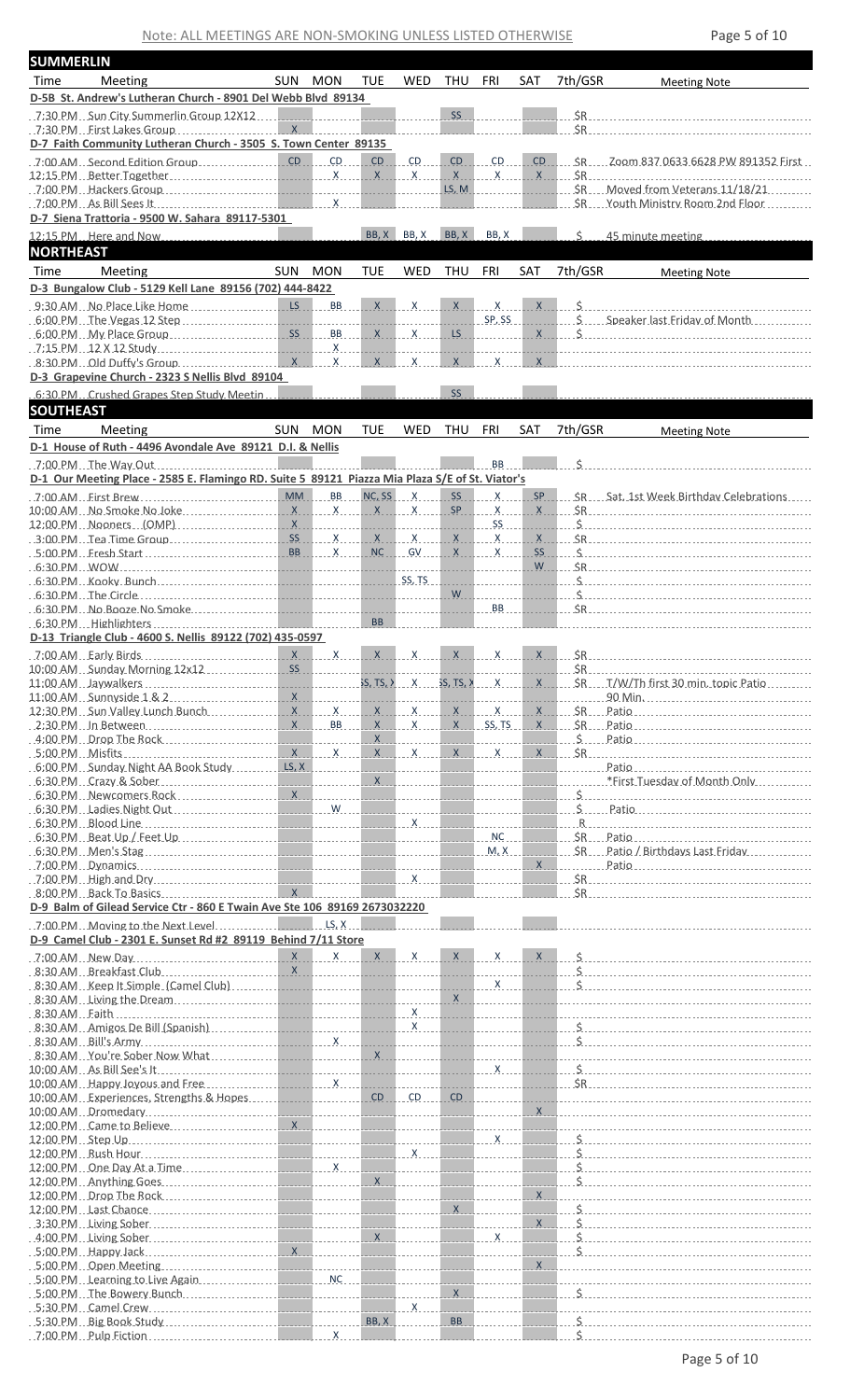Note: ALL MEETINGS ARE NON-SMOKING UNLESS LISTED OTHERWISE

## SUMMERLIN

| Time | Meeting | SUN | MON | TUE | WED | THU | FRI | SAT | 7th/GSR | Meeting Note |
|---|---|---|---|---|---|---|---|---|---|---|
| **D-5B St. Andrew's Lutheran Church - 8901 Del Webb Blvd 89134** | | | | | | | | | | |
| 7:30 PM | Sun City Summerlin Group 12X12 | | | | | SS | | | $R | |
| 7:30 PM | First Lakes Group | X | | | | | | | $R | |
| **D-7 Faith Community Lutheran Church - 3505 S. Town Center 89135** | | | | | | | | | | |
| 7:00 AM | Second Edition Group | CD | CD | CD | CD | CD | CD | CD | $R | Zoom 837 0633 6628 PW 891352 First |
| 12:15 PM | Better Together | | X | X | X | X | X | X | $R | |
| 7:00 PM | Hackers Group | | | | | LS, M | | | $R | Moved from Veterans 11/18/21 |
| 7:00 PM | As Bill Sees It | | X | | | | | | $R | Youth Ministry Room 2nd Floor |
| **D-7 Siena Trattoria - 9500 W. Sahara 89117-5301** | | | | | | | | | | |
| 12:15 PM | Here and Now | | | BB, X | BB, X | BB, X | BB, X | | $ | 45 minute meeting |

## NORTHEAST

| Time | Meeting | SUN | MON | TUE | WED | THU | FRI | SAT | 7th/GSR | Meeting Note |
|---|---|---|---|---|---|---|---|---|---|---|
| **D-3 Bungalow Club - 5129 Kell Lane 89156 (702) 444-8422** | | | | | | | | | | |
| 9:30 AM | No Place Like Home | LS | BB | X | X | X | X | X | $ | |
| 6:00 PM | The Vegas 12 Step | | | | | | SP, SS | | $ | Speaker last Friday of Month |
| 6:00 PM | My Place Group | SS | BB | X | X | LS | | X | $ | |
| 7:15 PM | 12 X 12 Study | | X | | | | | | | |
| 8:30 PM | Old Duffy's Group | X | X | X | X | X | X | X | | |
| **D-3 Grapevine Church - 2323 S Nellis Blvd 89104** | | | | | | | | | | |
| 6:30 PM | Crushed Grapes Step Study Meetin | | | | | SS | | | | |

## SOUTHEAST

| Time | Meeting | SUN | MON | TUE | WED | THU | FRI | SAT | 7th/GSR | Meeting Note |
|---|---|---|---|---|---|---|---|---|---|---|
| **D-1 House of Ruth - 4496 Avondale Ave 89121 D.I. & Nellis** | | | | | | | | | | |
| 7:00 PM | The Way Out | | | | | | BB | | $ | |
| **D-1 Our Meeting Place - 2585 E. Flamingo RD. Suite 5 89121 Piazza Mia Plaza S/E of St. Viator's** | | | | | | | | | | |
| 7:00 AM | First Brew | MM | BB | NC, SS | X | SS | X | SP | $R | Sat. 1st Week Birthday Celebrations |
| 10:00 AM | No Smoke No Joke | X | X | X | X | SP | X | X | $R | |
| 12:00 PM | Nooners (OMP) | X | | | | | SS | | $ | |
| 3:00 PM | Tea Time Group | SS | X | X | X | X | X | X | $R | |
| 5:00 PM | Fresh Start | BB | X | NC | GV | X | X | SS | $ | |
| 6:30 PM | WOW | | | | | | | W | $R | |
| 6:30 PM | Kooky Bunch | | | | SS, TS | | | | $ | |
| 6:30 PM | The Circle | | | | | W | | | $ | |
| 6:30 PM | No Booze No Smoke | | | | | | BB | | $R | |
| 6:30 PM | Highlighters | | | BB | | | | | | |
| **D-13 Triangle Club - 4600 S. Nellis 89122 (702) 435-0597** | | | | | | | | | | |
| 7:00 AM | Early Birds | X | X | X | X | X | X | X | $R | |
| 10:00 AM | Sunday Morning 12x12 | SS | | | | | | | $R | |
| 11:00 AM | Jaywalkers | | | SS, TS, X | X | SS, TS, X | X | X | $R | T/W/Th first 30 min. topic Patio |
| 11:00 AM | Sunnyside 1 & 2 | X | | | | | | | | 90 Min. |
| 12:30 PM | Sun Valley Lunch Bunch | X | X | X | X | X | X | X | $R | Patio |
| 2:30 PM | In Between | X | BB | X | X | X | SS, TS | X | $R | Patio |
| 4:00 PM | Drop The Rock | | | X | | | | | $ | Patio |
| 5:00 PM | Misfits | X | X | X | X | X | X | X | $R | |
| 6:00 PM | Sunday Night AA Book Study | LS, X | | | | | | | | Patio |
| 6:30 PM | Crazy & Sober | | | X | | | | | | *First Tuesday of Month Only |
| 6:30 PM | Newcomers Rock | X | | | | | | | $ | |
| 6:30 PM | Ladies Night Out | | W | | | | | | $ | Patio |
| 6:30 PM | Blood Line | | | | X | | | | R | |
| 6:30 PM | Beat Up / Feet Up | | | | | | NC | | $R | Patio |
| 6:30 PM | Men's Stag | | | | | | M, X | | $R | Patio / Birthdays Last Friday |
| 7:00 PM | Dynamics | | | | | | | X | | Patio |
| 7:00 PM | High and Dry | | | | X | | | | $R | |
| 8:00 PM | Back To Basics | X | | | | | | | $R | |
| **D-9 Balm of Gilead Service Ctr - 860 E Twain Ave Ste 106 89169 2673032220** | | | | | | | | | | |
| 7:00 PM | Moving to the Next Level | | LS, X | | | | | | | |
| **D-9 Camel Club - 2301 E. Sunset Rd #2 89119 Behind 7/11 Store** | | | | | | | | | | |
| 7:00 AM | New Day | X | X | X | X | X | X | X | $ | |
| 8:30 AM | Breakfast Club | X | | | | | | | $ | |
| 8:30 AM | Keep It Simple (Camel Club) | | | | | | X | | $ | |
| 8:30 AM | Living the Dream | | | | | X | | | | |
| 8:30 AM | Faith | | | | X | | | | | |
| 8:30 AM | Amigos De Bill (Spanish) | | | | X | | | | $ | |
| 8:30 AM | Bill's Army | | X | | | | | | $ | |
| 8:30 AM | You're Sober Now What | | | X | | | | | | |
| 10:00 AM | As Bill See's It | | | | | | X | | $ | |
| 10:00 AM | Happy Joyous and Free | | X | | | | | | $R | |
| 10:00 AM | Experiences, Strengths & Hopes | | | CD | CD | CD | | | | |
| 10:00 AM | Dromedary | | | | | | | X | | |
| 12:00 PM | Came to Believe | X | | | | | | | | |
| 12:00 PM | Step Up | | | | | | X | | $ | |
| 12:00 PM | Rush Hour | | | | X | | | | $ | |
| 12:00 PM | One Day At a Time | | X | | | | | | $ | |
| 12:00 PM | Anything Goes | | | X | | | | | $ | |
| 12:00 PM | Drop The Rock | | | | | | | X | $ | |
| 12:00 PM | Last Chance | | | | | X | | | $ | |
| 3:30 PM | Living Sober | | | | | | | X | $ | |
| 4:00 PM | Living Sober | | | X | | | X | | $ | |
| 5:00 PM | Happy Jack | X | | | | | | | $ | |
| 5:00 PM | Open Meeting | | | | | | | X | | |
| 5:00 PM | Learning to Live Again | | NC | | | | | | | |
| 5:00 PM | The Bowery Bunch | | | | | X | | | $ | |
| 5:30 PM | Camel Crew | | | | X | | | | | |
| 5:30 PM | Big Book Study | | | BB, X | | BB | | | $ | |
| 7:00 PM | Pulp Fiction | | X | | | | | | $ | |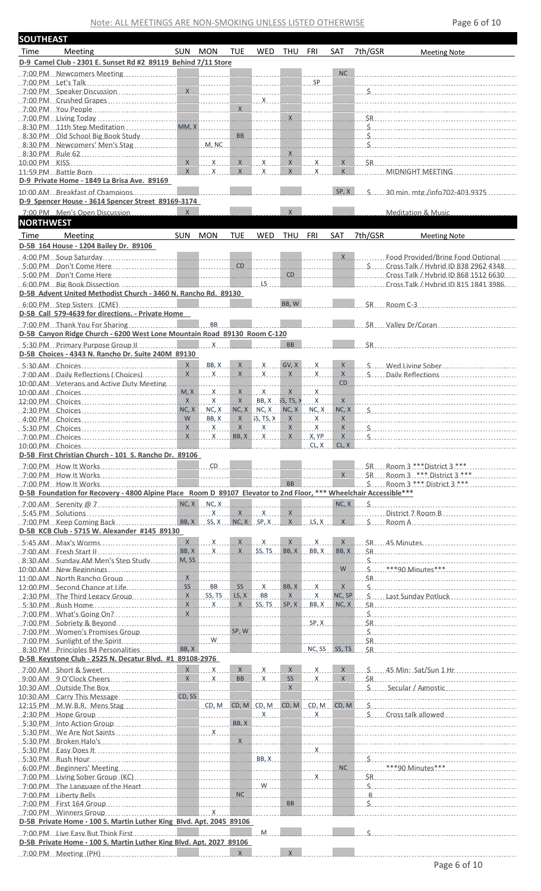Note: ALL MEETINGS ARE NON-SMOKING UNLESS LISTED OTHERWISE

## SOUTHEAST

| Time | Meeting | SUN | MON | TUE | WED | THU | FRI | SAT | 7th/GSR | Meeting Note |
|---|---|---|---|---|---|---|---|---|---|---|
| **D-9 Camel Club - 2301 E. Sunset Rd #2 89119 Behind 7/11 Store** | | | | | | | | | | |
| 7:00 PM | Newcomers Meeting | | | | | | | NC | | |
| 7:00 PM | Let's Talk | | | | | | SP | | | |
| 7:00 PM | Speaker Discussion | X | | | | | | | $ | |
| 7:00 PM | Crushed Grapes | | | | X | | | | | |
| 7:00 PM | You People | | | X | | | | | | |
| 7:00 PM | Living Today | | | | | X | | | $R | |
| 8:30 PM | 11th Step Meditation | MM, X | | | | | | | $ | |
| 8:30 PM | Old School Big Book Study | | | BB | | | | | $ | |
| 8:30 PM | Newcomers' Men's Stag | | M, NC | | | | | | $ | |
| 8:30 PM | Rule 62 | | | | | X | | | | |
| 10:00 PM | KISS | X | X | X | X | X | X | X | $R | |
| 11:59 PM | Battle Born | X | X | X | X | X | X | X | | MIDNIGHT MEETING |
| **D-9 Private Home - 1849 La Brisa Ave. 89169** | | | | | | | | | | |
| 10:00 AM | Breakfast of Champions | | | | | | | SP, X | $ | 30 min. mtg./info702-403.9375 |
| **D-9 Spencer House - 3614 Spencer Street 89169-3174** | | | | | | | | | | |
| 7:00 PM | Men's Open Discussion | X | | | | X | | | | Meditation & Music |

## NORTHWEST

| Time | Meeting | SUN | MON | TUE | WED | THU | FRI | SAT | 7th/GSR | Meeting Note |
|---|---|---|---|---|---|---|---|---|---|---|
| **D-5B 164 House - 1204 Bailey Dr. 89106** | | | | | | | | | | |
| 4:00 PM | Soup Saturday | | | | | | | X | | Food Provided/Bring Food Optional |
| 5:00 PM | Don't Come Here | | | CD | | | | | $ | Cross Talk / Hybrid ID 838 2962 4348 |
| 5:00 PM | Don't Come Here | | | | | CD | | | | Cross Talk / Hybrid ID 868 1512 6630 |
| 6:00 PM | Big Book Dissection | | | | LS | | | | | Cross Talk / Hybrid ID 815 1841 3986 |
| **D-5B Advent United Methodist Church - 3460 N. Rancho Rd. 89130** | | | | | | | | | | |
| 6:00 PM | Step Sisters (CME) | | | | | BB, W | | | $R | Room C-3 |
| **D-5B Call 579-4639 for directions. - Private Home** | | | | | | | | | | |
| 7:00 PM | Thank You For Sharing | | BB | | | | | | $R | Valley Dr/Coran |
| **D-5B Canyon Ridge Church - 6200 West Lone Mountain Road 89130 Room C-120** | | | | | | | | | | |
| 5:30 PM | Primary Purpose Group II | | X | | | BB | | | $R | |
| **D-5B Choices - 4343 N. Rancho Dr. Suite 240M 89130** | | | | | | | | | | |
| 5:30 AM | Choices | X | BB, X | X | X | GV, X | X | X | $ | Wed Living Sober |
| 7:00 AM | Daily Reflections (Choices) | X | X | X | X | X | X | X | $ | Daily Reflections |
| 10:00 AM | Veterans and Active Duty Meeting | | | | | | | CD | | |
| 10:00 AM | Choices | M, X | X | X | X | X | X | | | |
| 12:00 PM | Choices | X | X | X | BB, X | SS, TS, X | X | X | | |
| 2:30 PM | Choices | NC, X | NC, X | NC, X | NC, X | NC, X | NC, X | NC, X | $ | |
| 4:00 PM | Choices | W | BB, X | X | SS, TS, X | X | X | X | | |
| 5:30 PM | Choices | X | X | X | X | X | X | X | $ | |
| 7:00 PM | Choices | X | X | BB, X | X | X | X, YP | X | $ | |
| 10:00 PM | Choices | | | | | | CL, X | CL, X | | |
| **D-5B First Christian Church - 101 S. Rancho Dr. 89106** | | | | | | | | | | |
| 7:00 PM | How It Works | | CD | | | | | | $R | Room 3 \*\*\*District 3 \*\*\* |
| 7:00 PM | How It Works | | | | | | | X | $R | Room 3 \*\*\* District 3 \*\*\* |
| 7:00 PM | How It Works | | | | | BB | | | $ | Room 3 \*\*\* District 3 \*\*\* |
| **D-5B Foundation for Recovery - 4800 Alpine Place Room D 89107 Elevator to 2nd Floor, \*\*\* Wheelchair Accessible\*\*\*** | | | | | | | | | | |
| 7:00 AM | Serenity @ 7 | NC, X | NC, X | | | | | NC, X | $ | |
| 5:45 PM | Solutions | | X | X | X | X | | | | District 7 Room B |
| 7:00 PM | Keep Coming Back | BB, X | SS, X | NC, X | SP, X | X | LS, X | X | $ | Room A |
| **D-5B KCB Club - 5715 W. Alexander #145 89130** | | | | | | | | | | |
| 5:45 AM | Max's Worms | X | X | X | X | X | X | X | $R | 45 Minutes |
| 7:00 AM | Fresh Start II | BB, X | X | X | SS, TS | BB, X | BB, X | BB, X | $R | |
| 8:30 AM | Sunday AM Men's Step Study | M, SS | | | | | | | $ | |
| 10:00 AM | New Beginnings | | | | | | | W | $ | \*\*\*90 Minutes\*\*\* |
| 11:00 AM | North Rancho Group | X | | | | | | | $R | |
| 12:00 PM | Second Chance at Life | SS | BB | SS | X | BB, X | X | X | $ | |
| 2:30 PM | The Third Legacy Group | X | SS, TS | LS, X | BB | X | X | NC, SP | $ | Last Sunday Potluck |
| 5:30 PM | Rush Home | X | X | X | SS, TS | SP, X | BB, X | NC, X | $R | |
| 7:00 PM | What's Going On? | X | | | | | | | $ | |
| 7:00 PM | Sobriety & Beyond | | | | | | SP, X | | $R | |
| 7:00 PM | Women's Promises Group | | | SP, W | | | | | $ | |
| 7:00 PM | Sunlight of the Spirit | | W | | | | | | $R | |
| 8:30 PM | Principles B4 Personalities | BB, X | | | | | NC, SS | SS, TS | $R | |
| **D-5B Keystone Club - 2525 N. Decatur Blvd. #1 89108-2976** | | | | | | | | | | |
| 7:00 AM | Short & Sweet | X | X | X | X | X | X | X | $ | 45 Min; Sat/Sun 1 Hr |
| 9:00 AM | 9 O'Clock Cheers | X | X | BB | X | SS | X | X | $R | |
| 10:30 AM | Outside The Box | | | | | X | | | $ | Secular / Agnostic |
| 10:30 AM | Carry This Message | CD, SS | | | | | | | | |
| 12:15 PM | M.W.B.R. Mens Stag | | CD, M | CD, M | CD, M | CD, M | CD, M | CD, M | $ | |
| 2:30 PM | Hope Group | | | | X | | X | | $ | Cross talk allowed |
| 5:30 PM | Into Action Group | | | BB, X | | | | | | |
| 5:30 PM | We Are Not Saints | | X | | | | | | | |
| 5:30 PM | Broken Halo's | | | X | | | | | | |
| 5:30 PM | Easy Does It | | | | | | X | | | |
| 5:30 PM | Rush Hour | | | | BB, X | | | | $ | |
| 6:00 PM | Beginners' Meeting | | | | | | | NC | | \*\*\*90 Minutes\*\*\* |
| 7:00 PM | Living Sober Group (KC) | | | | | | X | | $R | |
| 7:00 PM | The Language of the Heart | | | | W | | | | $ | |
| 7:00 PM | Liberty Bells | | | NC | | | | | R | |
| 7:00 PM | First 164 Group | | | | | BB | | | $ | |
| 7:00 PM | Winners Group | | X | | | | | | | |
| **D-5B Private Home - 100 S. Martin Luther King Blvd. Apt. 2045 89106** | | | | | | | | | | |
| 7:00 PM | Live Easy But Think First | | | | M | | | | $ | |
| **D-5B Private Home - 100 S. Martin Luther King Blvd. Apt. 2027 89106** | | | | | | | | | | |
| 7:00 PM | Meeting (PH) | | | X | | X | | | | |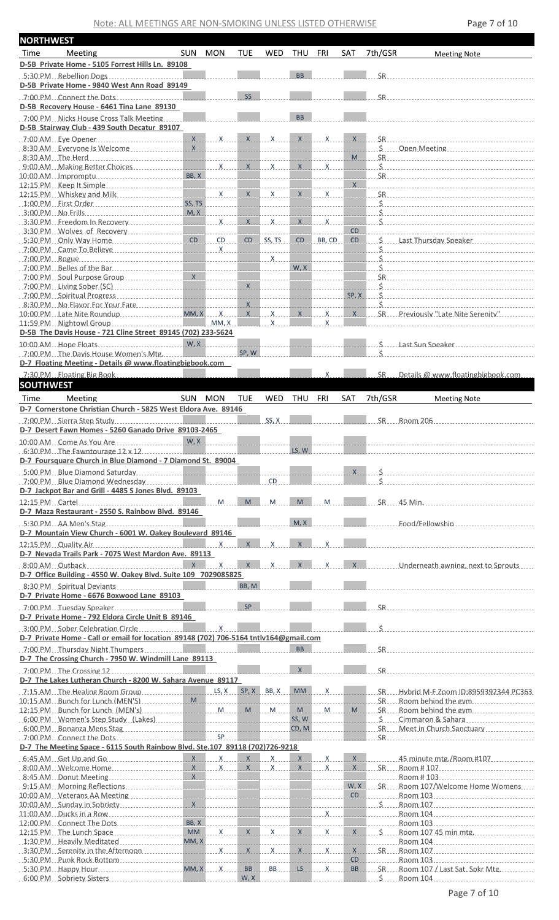Note: ALL MEETINGS ARE NON-SMOKING UNLESS LISTED OTHERWISE

## NORTHWEST

| Time | Meeting | SUN | MON | TUE | WED | THU | FRI | SAT | 7th/GSR | Meeting Note |
|---|---|---|---|---|---|---|---|---|---|---|
| **D-5B Private Home - 5105 Forrest Hills Ln. 89108** | | | | | | | | | | |
| 5:30 PM | Rebellion Dogs | | | | | BB | | | $R | |
| **D-5B Private Home - 9840 West Ann Road 89149** | | | | | | | | | | |
| 7:00 PM | Connect the Dots | | | SS | | | | | $R | |
| **D-5B Recovery House - 6461 Tina Lane 89130** | | | | | | | | | | |
| 7:00 PM | Nicks House Cross Talk Meeting | | | | | BB | | | | |
| **D-5B Stairway Club - 439 South Decatur 89107** | | | | | | | | | | |
| 7:00 AM | Eye Opener | X | X | X | X | X | X | X | $R | |
| 8:30 AM | Everyone Is Welcome | X | | | | | | | $ | Open Meeting |
| 8:30 AM | The Herd | | | | | | | M | $R | |
| 9:00 AM | Making Better Choices | | X | X | X | X | X | | $ | |
| 10:00 AM | Impromptu | BB, X | | | | | | | $R | |
| 12:15 PM | Keep It Simple | | | | | | | X | | |
| 12:15 PM | Whiskey and Milk | | X | X | X | X | X | | $R | |
| 1:00 PM | First Order | SS, TS | | | | | | | $ | |
| 3:00 PM | No Frills | M, X | | | | | | | $ | |
| 3:30 PM | Freedom In Recovery | | X | X | X | X | X | | $ | |
| 3:30 PM | Wolves of Recovery | | | | | | | CD | | |
| 5:30 PM | Only Way Home | CD | CD | CD | SS, TS | CD | BB, CD | CD | $ | Last Thursday Speaker |
| 7:00 PM | Came To Believe | | X | | | | | | $ | |
| 7:00 PM | Rogue | | | | X | | | | $ | |
| 7:00 PM | Belles of the Bar | | | | | W, X | | | $ | |
| 7:00 PM | Soul Purpose Group | X | | | | | | | $R | |
| 7:00 PM | Living Sober (SC) | | | X | | | | | $ | |
| 7:00 PM | Spiritual Progress | | | | | | | SP, X | $ | |
| 8:30 PM | No Flavor For Your Fare | | | X | | | | | $ | |
| 10:00 PM | Late Nite Roundup | MM, X | X | X | X | X | X | X | $R | Previously "Late Nite Serenity" |
| 11:59 PM | Nightowl Group | | MM, X | | X | | X | | | |
| **D-5B The Davis House - 721 Cline Street 89145 (702) 233-5624** | | | | | | | | | | |
| 10:00 AM | Hope Floats | W, X | | | | | | | $ | Last Sun Speaker |
| 7:00 PM | The Davis House Women's Mtg. | | | SP, W | | | | | $ | |
| **D-7 Floating Meeting - Details @ www.floatingbigbook.com** | | | | | | | | | | |
| 7:30 PM | Floating Big Book | | | | | | X | | $R | Details @ www.floatingbigbook.com |

## SOUTHWEST

| Time | Meeting | SUN | MON | TUE | WED | THU | FRI | SAT | 7th/GSR | Meeting Note |
|---|---|---|---|---|---|---|---|---|---|---|
| **D-7 Cornerstone Christian Church - 5825 West Eldora Ave. 89146** | | | | | | | | | | |
| 7:00 PM | Sierra Step Study | | | | SS, X | | | | $R | Room 206 |
| **D-7 Desert Fawn Homes - 5260 Ganado Drive 89103-2465** | | | | | | | | | | |
| 10:00 AM | Come As You Are | W, X | | | | | | | | |
| 6:30 PM | The Fawntourage 12 x 12 | | | | | LS, W | | | | |
| **D-7 Foursquare Church in Blue Diamond - 7 Diamond St. 89004** | | | | | | | | | | |
| 5:00 PM | Blue Diamond Saturday | | | | | | | X | $ | |
| 7:00 PM | Blue Diamond Wednesday | | | | CD | | | | $ | |
| **D-7 Jackpot Bar and Grill - 4485 S Jones Blvd. 89103** | | | | | | | | | | |
| 12:15 PM | Cartel | | M | M | M | M | M | | $R | 45 Min. |
| **D-7 Maza Restaurant - 2550 S. Rainbow Blvd. 89146** | | | | | | | | | | |
| 5:30 PM | AA Men's Stag | | | | | M, X | | | | Food/Fellowship |
| **D-7 Mountain View Church - 6001 W. Oakey Boulevard 89146** | | | | | | | | | | |
| 12:15 PM | Quality Air | | X | X | X | X | X | | | |
| **D-7 Nevada Trails Park - 7075 West Mardon Ave. 89113** | | | | | | | | | | |
| 8:00 AM | Outback | X | X | X | X | X | X | X | | Underneath awning, next to Sprouts |
| **D-7 Office Building - 4550 W. Oakey Blvd. Suite 109 7029085825** | | | | | | | | | | |
| 8:30 PM | Spiritual Deviants | | | BB, M | | | | | | |
| **D-7 Private Home - 6676 Boxwood Lane 89103** | | | | | | | | | | |
| 7:00 PM | Tuesday Speaker | | | SP | | | | | $R | |
| **D-7 Private Home - 792 Eldora Circle Unit B 89146** | | | | | | | | | | |
| 3:00 PM | Sober Celebration Circle | | X | | | | | | $ | |
| **D-7 Private Home - Call or email for location 89148 (702) 706-5164 tntlv164@gmail.com** | | | | | | | | | | |
| 7:00 PM | Thursday Night Thumpers | | | | | BB | | | $R | |
| **D-7 The Crossing Church - 7950 W. Windmill Lane 89113** | | | | | | | | | | |
| 7:00 PM | The Crossing 12 | | | | | X | | | $R | |
| **D-7 The Lakes Lutheran Church - 8200 W. Sahara Avenue 89117** | | | | | | | | | | |
| 7:15 AM | The Healing Room Group | | LS, X | SP, X | BB, X | MM | X | | $R | Hybrid M-F Zoom ID:8959392344 PC363 |
| 10:15 AM | Bunch for Lunch (MEN'S) | M | | | | | | | $R | Room behind the gym |
| 12:15 PM | Bunch for Lunch (MEN'S) | | M | M | M | M | M | M | $R | Room behind the gym |
| 6:00 PM | Women's Step Study (Lakes) | | | | | SS, W | | | $ | Cimmaron & Sahara |
| 6:00 PM | Bonanza Mens Stag | | | | | CD, M | | | $R | Meet in Church Sanctuary |
| 7:00 PM | Connect the Dots | | SP | | | | | | $R | |
| **D-7 The Meeting Space - 6115 South Rainbow Blvd. Ste.107 89118 (702)726-9218** | | | | | | | | | | |
| 6:45 AM | Get Up and Go | X | X | X | X | X | X | X | | 45 minute mtg./Room #107 |
| 8:00 AM | Welcome Home | X | X | X | X | X | X | X | $R | Room # 107 |
| 8:45 AM | Donut Meeting | X | | | | | | | | Room # 103 |
| 9:15 AM | Morning Reflections | | | | | | | W, X | $R | Room 107/Welcome Home Womens |
| 10:00 AM | Veterans AA Meeting | | | | | | | CD | | Room 103 |
| 10:00 AM | Sunday in Sobriety | X | | | | | | | $ | Room 107 |
| 11:00 AM | Ducks in a Row | | | | | | X | | | Room 104 |
| 12:00 PM | Connect The Dots | BB, X | | | | | | | | Room 103 |
| 12:15 PM | The Lunch Space | MM | X | X | X | X | X | X | $ | Room 107 45 min mtg. |
| 1:30 PM | Heavily Meditated | MM, X | | | | | | | | Room 104 |
| 3:30 PM | Serenity in the Afternoon | | X | X | X | X | X | X | $R | Room 107 |
| 5:30 PM | Punk Rock Bottom | | | | | | | CD | | Room 103 |
| 5:30 PM | Happy Hour | MM, X | X | BB | BB | LS | X | BB | $R | Room 107 / Last Sat. Spkr Mtg. |
| 6:00 PM | Sobriety Sisters | | | W, X | | | | | $ | Room 104 |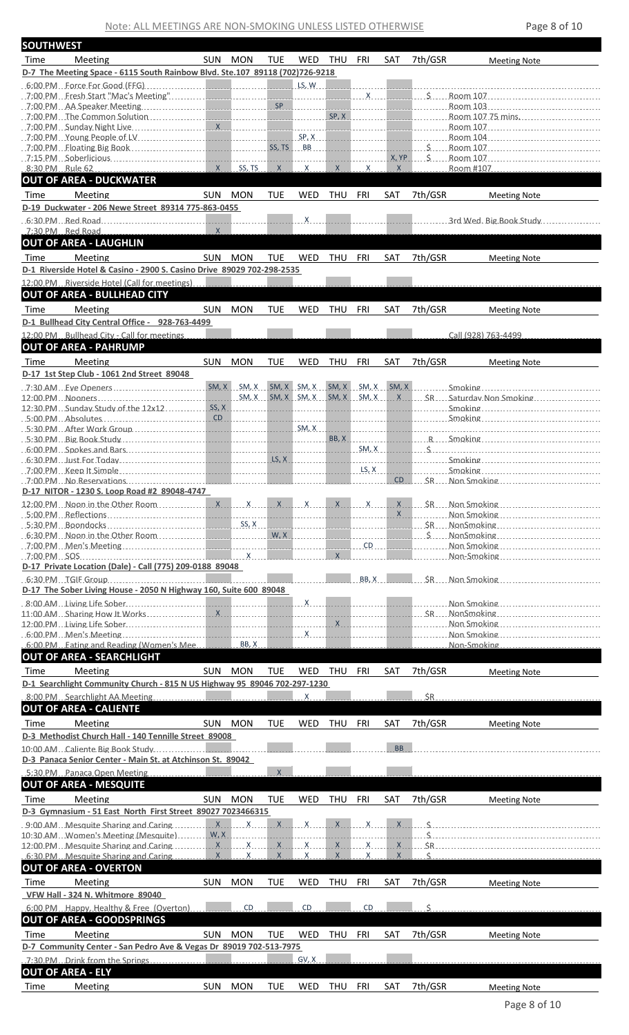Note: ALL MEETINGS ARE NON-SMOKING UNLESS LISTED OTHERWISE

## SOUTHWEST

| Time | Meeting | SUN | MON | TUE | WED | THU | FRI | SAT | 7th/GSR | Meeting Note |
|---|---|---|---|---|---|---|---|---|---|---|
| **D-7 The Meeting Space - 6115 South Rainbow Blvd. Ste.107 89118 (702)726-9218** | | | | | | | | | | |
| 6:00 PM | Force For Good (FFG) | | | | LS, W | | | | | |
| 7:00 PM | Fresh Start "Mac's Meeting" | | | | | | X | | $ | Room 107 |
| 7:00 PM | AA Speaker Meeting | | | SP | | | | | | Room 103 |
| 7:00 PM | The Common Solution | | | | | SP, X | | | | Room 107 75 mins. |
| 7:00 PM | Sunday Night Live | X | | | | | | | | Room 107 |
| 7:00 PM | Young People of LV | | | | SP, X | | | | | Room 104 |
| 7:00 PM | Floating Big Book | | | SS, TS | BB | | | | $ | Room 107 |
| 7:15 PM | Soberlicious | | | | | | | X, YP | $ | Room 107 |
| 8:30 PM | Rule 62 | X | SS, TS | X | X | X | X | X | | Room #107 |

## OUT OF AREA - DUCKWATER

| Time | Meeting | SUN | MON | TUE | WED | THU | FRI | SAT | 7th/GSR | Meeting Note |
|---|---|---|---|---|---|---|---|---|---|---|
| **D-19 Duckwater - 206 Newe Street 89314 775-863-0455** | | | | | | | | | | |
| 6:30 PM | Red Road | | | | X | | | | | 3rd Wed. Big Book Study |
| 7:30 PM | Red Road | X | | | | | | | | |

## OUT OF AREA - LAUGHLIN

| Time | Meeting | SUN | MON | TUE | WED | THU | FRI | SAT | 7th/GSR | Meeting Note |
|---|---|---|---|---|---|---|---|---|---|---|
| **D-1 Riverside Hotel & Casino - 2900 S. Casino Drive 89029 702-298-2535** | | | | | | | | | | |
| 12:00 PM | Riverside Hotel (Call for meetings) | | | | | | | | | |

## OUT OF AREA - BULLHEAD CITY

| Time | Meeting | SUN | MON | TUE | WED | THU | FRI | SAT | 7th/GSR | Meeting Note |
|---|---|---|---|---|---|---|---|---|---|---|
| **D-1 Bullhead City Central Office - 928-763-4499** | | | | | | | | | | |
| 12:00 PM | Bullhead City - Call for meetings | | | | | | | | | Call (928) 763-4499 |

## OUT OF AREA - PAHRUMP

| Time | Meeting | SUN | MON | TUE | WED | THU | FRI | SAT | 7th/GSR | Meeting Note |
|---|---|---|---|---|---|---|---|---|---|---|
| **D-17 1st Step Club - 1061 2nd Street 89048** | | | | | | | | | | |
| 7:30 AM | Eye Openers | SM, X | SM, X | SM, X | SM, X | SM, X | SM, X | SM, X | | Smoking |
| 12:00 PM | Nooners | | SM, X | SM, X | SM, X | SM, X | SM, X | X | $R | Saturday Non Smoking |
| 12:30 PM | Sunday Study of the 12x12 | SS, X | | | | | | | | Smoking |
| 5:00 PM | Absolutes | CD | | | | | | | | Smoking |
| 5:30 PM | After Work Group | | | | SM, X | | | | | |
| 5:30 PM | Big Book Study | | | | | BB, X | | | R | Smoking |
| 6:00 PM | Spokes and Bars | | | | | | SM, X | | $ | |
| 6:30 PM | Just For Today | | | LS, X | | | | | | Smoking |
| 7:00 PM | Keep It Simple | | | | | | LS, X | | | Smoking |
| 7:00 PM | No Reservations | | | | | | | CD | $R | Non Smoking |
| **D-17 NITOR - 1230 S. Loop Road #2 89048-4747** | | | | | | | | | | |
| 12:00 PM | Noon in the Other Room | X | X | X | X | X | X | X | $R | Non Smoking |
| 5:00 PM | Reflections | | | | | | | X | | Non Smoking |
| 5:30 PM | Boondocks | | SS, X | | | | | | $R | NonSmoking |
| 6:30 PM | Noon in the Other Room | | | W, X | | | | | $ | NonSmoking |
| 7:00 PM | Men's Meeting | | | | | | CD | | | Non Smoking |
| 7:00 PM | SOS | | X | | | X | | | | Non-Smoking |
| **D-17 Private Location (Dale) - Call (775) 209-0188 89048** | | | | | | | | | | |
| 6:30 PM | TGIF Group | | | | | | BB, X | | $R | Non Smoking |
| **D-17 The Sober Living House - 2050 N Highway 160, Suite 600 89048** | | | | | | | | | | |
| 8:00 AM | Living Life Sober | | | | X | | | | | Non Smoking |
| 11:00 AM | Sharing How It Works | X | | | | | | | $R | NonSmoking |
| 12:00 PM | Living Life Sober | | | | | X | | | | Non Smoking |
| 6:00 PM | Men's Meeting | | | | X | | | | | Non Smoking |
| 6:00 PM | Eating and Reading (Women's Mee | | BB, X | | | | | | | Non-Smoking |

## OUT OF AREA - SEARCHLIGHT

| Time | Meeting | SUN | MON | TUE | WED | THU | FRI | SAT | 7th/GSR | Meeting Note |
|---|---|---|---|---|---|---|---|---|---|---|
| **D-1 Searchlight Community Church - 815 N US Highway 95 89046 702-297-1230** | | | | | | | | | | |
| 8:00 PM | Searchlight AA Meeting | | | | X | | | | $R | |

## OUT OF AREA - CALIENTE

| Time | Meeting | SUN | MON | TUE | WED | THU | FRI | SAT | 7th/GSR | Meeting Note |
|---|---|---|---|---|---|---|---|---|---|---|
| **D-3 Methodist Church Hall - 140 Tennille Street 89008** | | | | | | | | | | |
| 10:00 AM | Caliente Big Book Study | | | | | | | BB | | |
| **D-3 Panaca Senior Center - Main St. at Atchinson St. 89042** | | | | | | | | | | |
| 5:30 PM | Panaca Open Meeting | | | X | | | | | | |

## OUT OF AREA - MESQUITE

| Time | Meeting | SUN | MON | TUE | WED | THU | FRI | SAT | 7th/GSR | Meeting Note |
|---|---|---|---|---|---|---|---|---|---|---|
| **D-3 Gymnasium - 51 East North First Street 89027 7023466315** | | | | | | | | | | |
| 9:00 AM | Mesquite Sharing and Caring | X | X | X | X | X | X | X | $ | |
| 10:30 AM | Women's Meeting (Mesquite) | W, X | | | | | | | $ | |
| 12:00 PM | Mesquite Sharing and Caring | X | X | X | X | X | X | X | $R | |
| 6:30 PM | Mesquite Sharing and Caring | X | X | X | X | X | X | X | $ | |

## OUT OF AREA - OVERTON

| Time | Meeting | SUN | MON | TUE | WED | THU | FRI | SAT | 7th/GSR | Meeting Note |
|---|---|---|---|---|---|---|---|---|---|---|
| **VFW Hall - 324 N. Whitmore 89040** | | | | | | | | | | |
| 6:00 PM | Happy, Healthy & Free (Overton) | | CD | | CD | | CD | | $ | |

## OUT OF AREA - GOODSPRINGS

| Time | Meeting | SUN | MON | TUE | WED | THU | FRI | SAT | 7th/GSR | Meeting Note |
|---|---|---|---|---|---|---|---|---|---|---|
| **D-7 Community Center - San Pedro Ave & Vegas Dr 89019 702-513-7975** | | | | | | | | | | |
| 7:30 PM | Drink from the Springs | | | | GV, X | | | | | |

## OUT OF AREA - ELY

| Time | Meeting | SUN | MON | TUE | WED | THU | FRI | SAT | 7th/GSR | Meeting Note |
|---|---|---|---|---|---|---|---|---|---|---|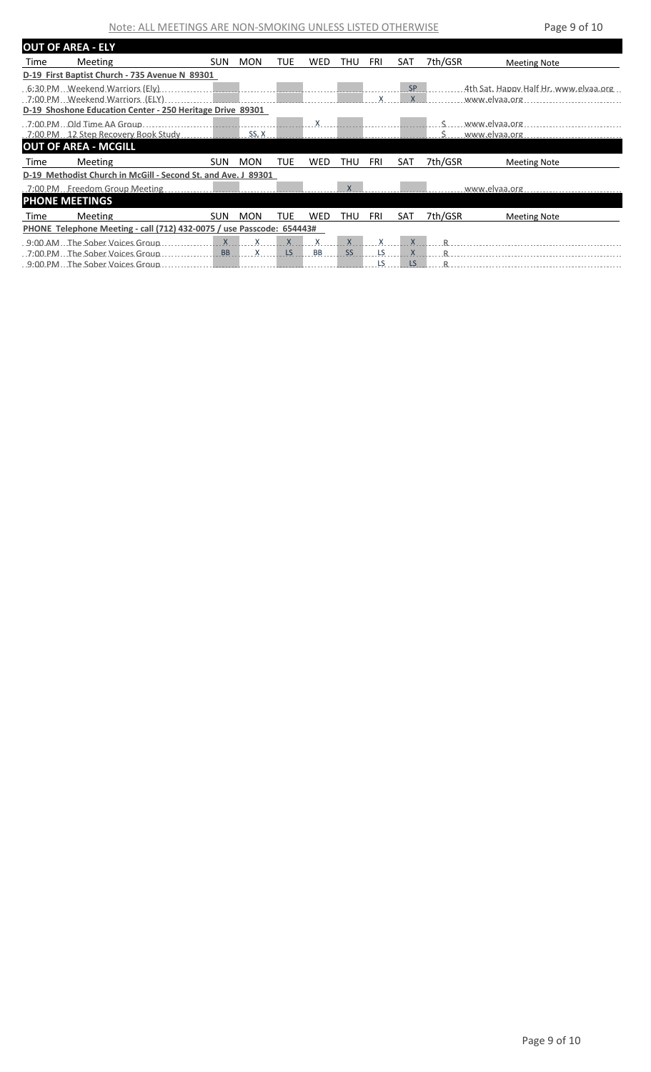Note: ALL MEETINGS ARE NON-SMOKING UNLESS LISTED OTHERWISE

## OUT OF AREA - ELY

| Time | Meeting | SUN | MON | TUE | WED | THU | FRI | SAT | 7th/GSR | Meeting Note |
|---|---|---|---|---|---|---|---|---|---|---|
| **D-19 First Baptist Church - 735 Avenue N 89301** | | | | | | | | | | |
| 6:30 PM | Weekend Warriors (Ely) | | | | | | | SP | | 4th Sat. Happy Half Hr. www.elyaa.org |
| 7:00 PM | Weekend Warriors (ELY) | | | | | | X | X | | www.elyaa.org |
| **D-19 Shoshone Education Center - 250 Heritage Drive 89301** | | | | | | | | | | |
| 7:00 PM | Old Time AA Group | | | | X | | | | $ | www.elyaa.org |
| 7:00 PM | 12 Step Recovery Book Study | | SS, X | | | | | | $ | www.elyaa.org |

## OUT OF AREA - MCGILL

| Time | Meeting | SUN | MON | TUE | WED | THU | FRI | SAT | 7th/GSR | Meeting Note |
|---|---|---|---|---|---|---|---|---|---|---|
| **D-19 Methodist Church in McGill - Second St. and Ave. J 89301** | | | | | | | | | | |
| 7:00 PM | Freedom Group Meeting | | | | | X | | | | www.elyaa.org |

## PHONE MEETINGS

| Time | Meeting | SUN | MON | TUE | WED | THU | FRI | SAT | 7th/GSR | Meeting Note |
|---|---|---|---|---|---|---|---|---|---|---|
| **PHONE Telephone Meeting - call (712) 432-0075 / use Passcode: 654443#** | | | | | | | | | | |
| 9:00 AM | The Sober Voices Group | X | X | X | X | X | X | X | R | |
| 7:00 PM | The Sober Voices Group | BB | X | LS | BB | SS | LS | X | R | |
| 9:00 PM | The Sober Voices Group | | | | | | LS | LS | R | |